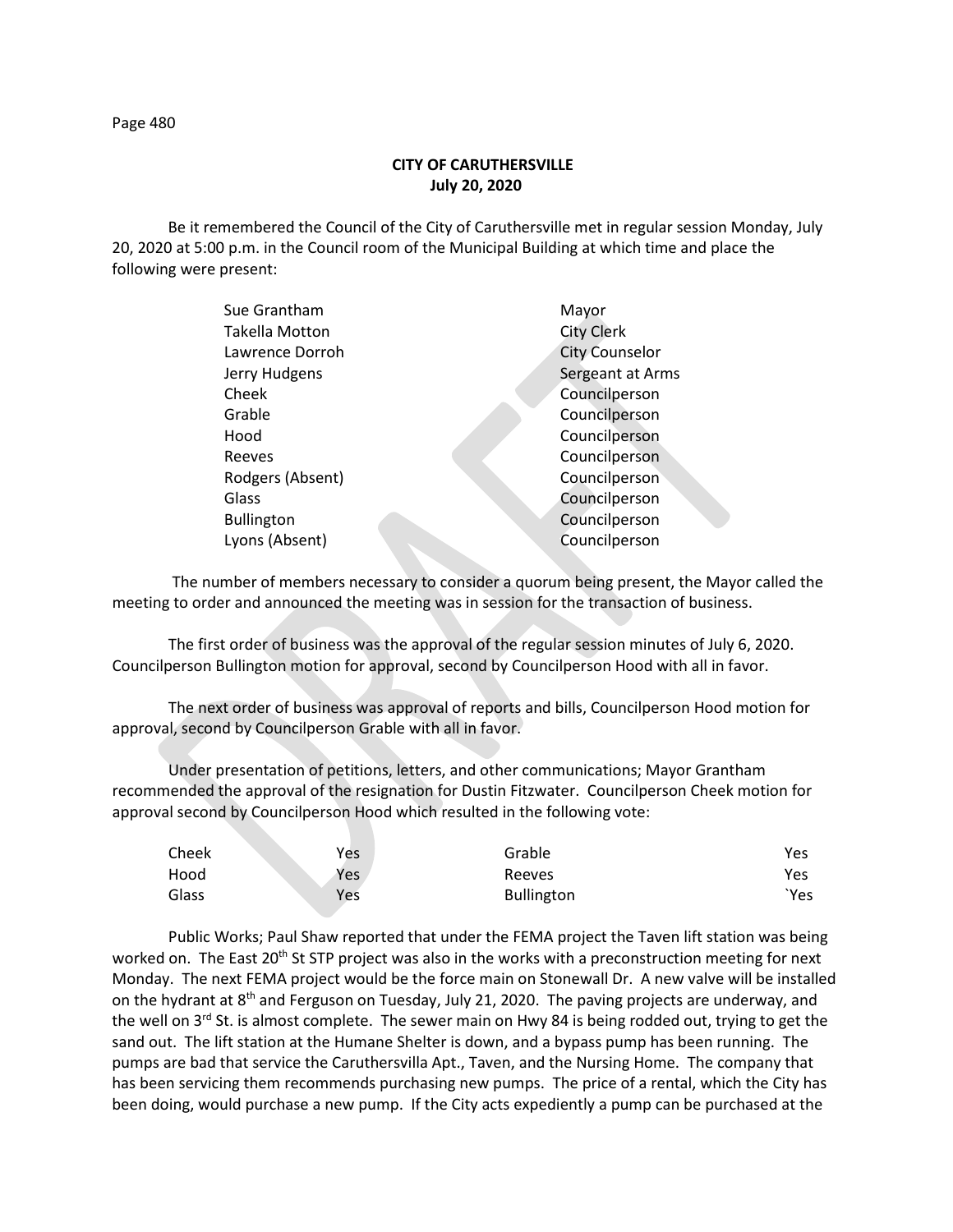**CITY OF CARUTHERSVILLE**
**July 20, 2020**

Be it remembered the Council of the City of Caruthersville met in regular session Monday, July 20, 2020 at 5:00 p.m. in the Council room of the Municipal Building at which time and place the following were present:

| | |
|---|---|
| Sue Grantham | Mayor |
| Takella Motton | City Clerk |
| Lawrence Dorroh | City Counselor |
| Jerry Hudgens | Sergeant at Arms |
| Cheek | Councilperson |
| Grable | Councilperson |
| Hood | Councilperson |
| Reeves | Councilperson |
| Rodgers (Absent) | Councilperson |
| Glass | Councilperson |
| Bullington | Councilperson |
| Lyons (Absent) | Councilperson |

The number of members necessary to consider a quorum being present, the Mayor called the meeting to order and announced the meeting was in session for the transaction of business.

The first order of business was the approval of the regular session minutes of July 6, 2020. Councilperson Bullington motion for approval, second by Councilperson Hood with all in favor.

The next order of business was approval of reports and bills, Councilperson Hood motion for approval, second by Councilperson Grable with all in favor.

Under presentation of petitions, letters, and other communications; Mayor Grantham recommended the approval of the resignation for Dustin Fitzwater. Councilperson Cheek motion for approval second by Councilperson Hood which resulted in the following vote:

| | | | |
|---|---|---|---|
| Cheek | Yes | Grable | Yes |
| Hood | Yes | Reeves | Yes |
| Glass | Yes | Bullington | `Yes |

Public Works; Paul Shaw reported that under the FEMA project the Taven lift station was being worked on. The East 20th St STP project was also in the works with a preconstruction meeting for next Monday. The next FEMA project would be the force main on Stonewall Dr. A new valve will be installed on the hydrant at 8th and Ferguson on Tuesday, July 21, 2020. The paving projects are underway, and the well on 3rd St. is almost complete. The sewer main on Hwy 84 is being rodded out, trying to get the sand out. The lift station at the Humane Shelter is down, and a bypass pump has been running. The pumps are bad that service the Caruthersvilla Apt., Taven, and the Nursing Home. The company that has been servicing them recommends purchasing new pumps. The price of a rental, which the City has been doing, would purchase a new pump. If the City acts expediently a pump can be purchased at the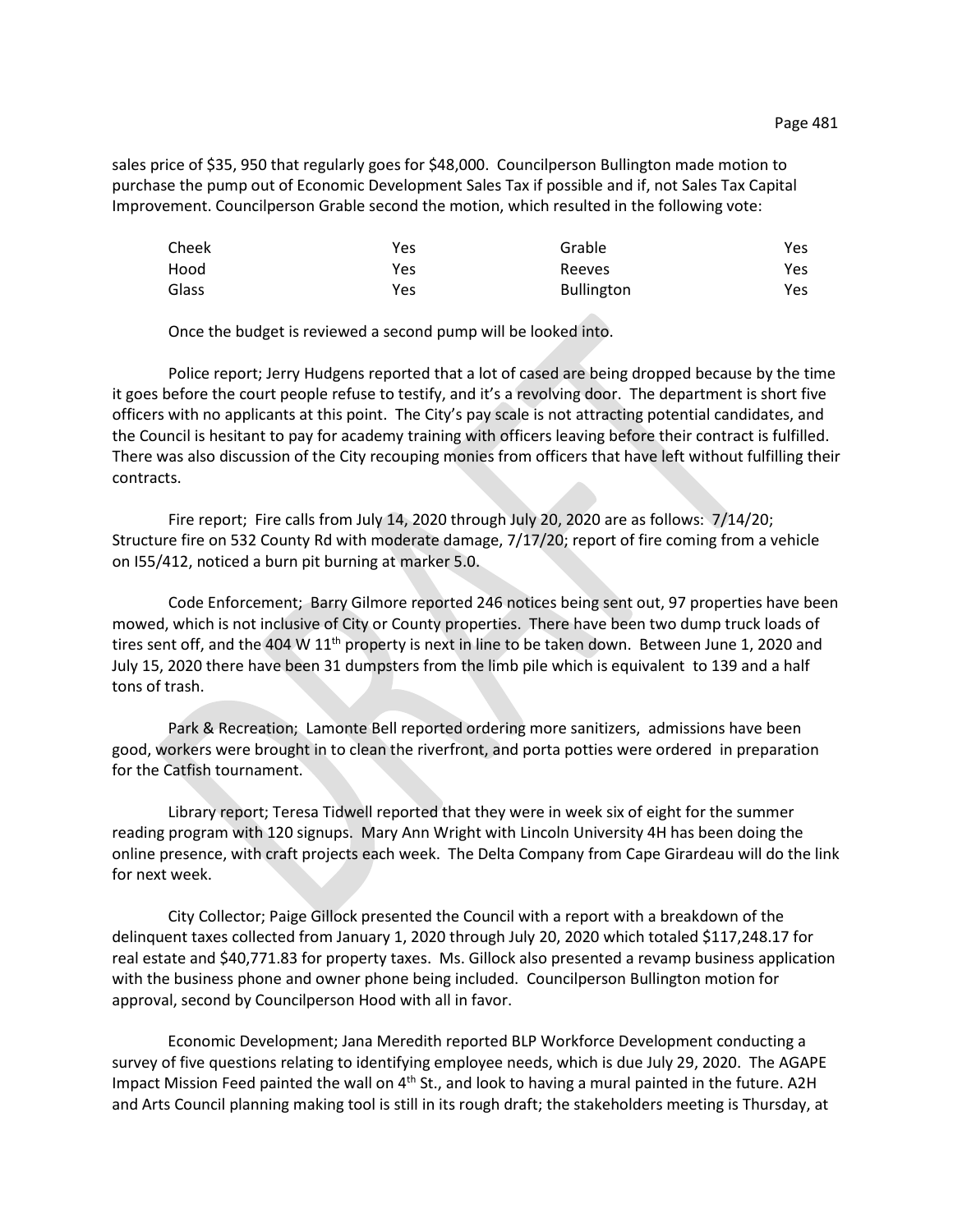sales price of $35, 950 that regularly goes for $48,000. Councilperson Bullington made motion to purchase the pump out of Economic Development Sales Tax if possible and if, not Sales Tax Capital Improvement. Councilperson Grable second the motion, which resulted in the following vote:

| | | | |
|---|---|---|---|
| Cheek | Yes | Grable | Yes |
| Hood | Yes | Reeves | Yes |
| Glass | Yes | Bullington | Yes |

Once the budget is reviewed a second pump will be looked into.

Police report; Jerry Hudgens reported that a lot of cased are being dropped because by the time it goes before the court people refuse to testify, and it's a revolving door. The department is short five officers with no applicants at this point. The City's pay scale is not attracting potential candidates, and the Council is hesitant to pay for academy training with officers leaving before their contract is fulfilled. There was also discussion of the City recouping monies from officers that have left without fulfilling their contracts.

Fire report; Fire calls from July 14, 2020 through July 20, 2020 are as follows: 7/14/20; Structure fire on 532 County Rd with moderate damage, 7/17/20; report of fire coming from a vehicle on I55/412, noticed a burn pit burning at marker 5.0.

Code Enforcement; Barry Gilmore reported 246 notices being sent out, 97 properties have been mowed, which is not inclusive of City or County properties. There have been two dump truck loads of tires sent off, and the 404 W 11th property is next in line to be taken down. Between June 1, 2020 and July 15, 2020 there have been 31 dumpsters from the limb pile which is equivalent to 139 and a half tons of trash.

Park & Recreation; Lamonte Bell reported ordering more sanitizers, admissions have been good, workers were brought in to clean the riverfront, and porta potties were ordered in preparation for the Catfish tournament.

Library report; Teresa Tidwell reported that they were in week six of eight for the summer reading program with 120 signups. Mary Ann Wright with Lincoln University 4H has been doing the online presence, with craft projects each week. The Delta Company from Cape Girardeau will do the link for next week.

City Collector; Paige Gillock presented the Council with a report with a breakdown of the delinquent taxes collected from January 1, 2020 through July 20, 2020 which totaled $117,248.17 for real estate and $40,771.83 for property taxes. Ms. Gillock also presented a revamp business application with the business phone and owner phone being included. Councilperson Bullington motion for approval, second by Councilperson Hood with all in favor.

Economic Development; Jana Meredith reported BLP Workforce Development conducting a survey of five questions relating to identifying employee needs, which is due July 29, 2020. The AGAPE Impact Mission Feed painted the wall on 4th St., and look to having a mural painted in the future. A2H and Arts Council planning making tool is still in its rough draft; the stakeholders meeting is Thursday, at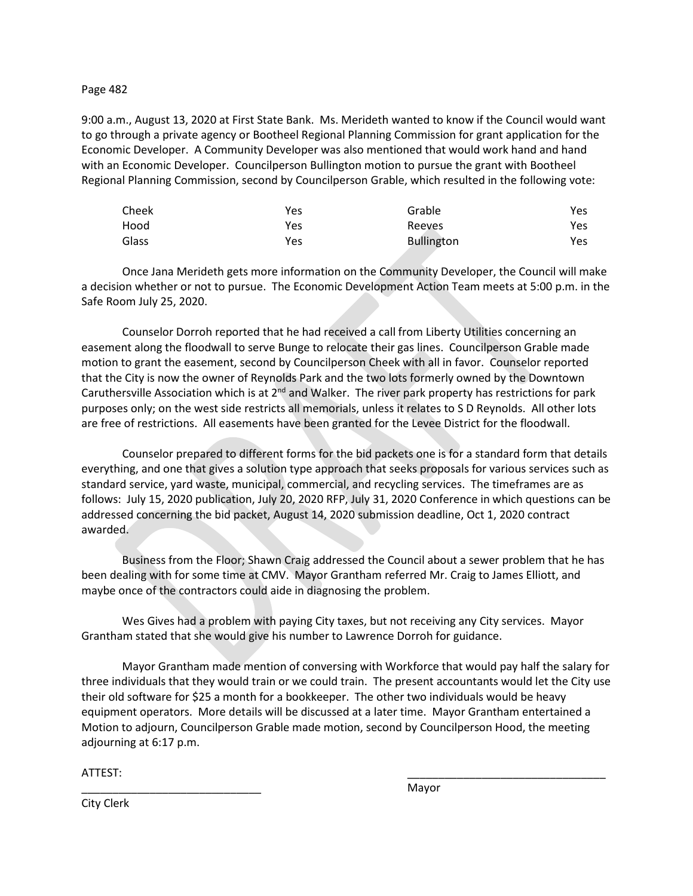9:00 a.m., August 13, 2020 at First State Bank. Ms. Merideth wanted to know if the Council would want to go through a private agency or Bootheel Regional Planning Commission for grant application for the Economic Developer. A Community Developer was also mentioned that would work hand and hand with an Economic Developer. Councilperson Bullington motion to pursue the grant with Bootheel Regional Planning Commission, second by Councilperson Grable, which resulted in the following vote:

| | | | |
|---|---|---|---|
| Cheek | Yes | Grable | Yes |
| Hood | Yes | Reeves | Yes |
| Glass | Yes | Bullington | Yes |

Once Jana Merideth gets more information on the Community Developer, the Council will make a decision whether or not to pursue. The Economic Development Action Team meets at 5:00 p.m. in the Safe Room July 25, 2020.

Counselor Dorroh reported that he had received a call from Liberty Utilities concerning an easement along the floodwall to serve Bunge to relocate their gas lines. Councilperson Grable made motion to grant the easement, second by Councilperson Cheek with all in favor. Counselor reported that the City is now the owner of Reynolds Park and the two lots formerly owned by the Downtown Caruthersville Association which is at 2nd and Walker. The river park property has restrictions for park purposes only; on the west side restricts all memorials, unless it relates to S D Reynolds. All other lots are free of restrictions. All easements have been granted for the Levee District for the floodwall.

Counselor prepared to different forms for the bid packets one is for a standard form that details everything, and one that gives a solution type approach that seeks proposals for various services such as standard service, yard waste, municipal, commercial, and recycling services. The timeframes are as follows: July 15, 2020 publication, July 20, 2020 RFP, July 31, 2020 Conference in which questions can be addressed concerning the bid packet, August 14, 2020 submission deadline, Oct 1, 2020 contract awarded.

Business from the Floor; Shawn Craig addressed the Council about a sewer problem that he has been dealing with for some time at CMV. Mayor Grantham referred Mr. Craig to James Elliott, and maybe once of the contractors could aide in diagnosing the problem.

Wes Gives had a problem with paying City taxes, but not receiving any City services. Mayor Grantham stated that she would give his number to Lawrence Dorroh for guidance.

Mayor Grantham made mention of conversing with Workforce that would pay half the salary for three individuals that they would train or we could train. The present accountants would let the City use their old software for $25 a month for a bookkeeper. The other two individuals would be heavy equipment operators. More details will be discussed at a later time. Mayor Grantham entertained a Motion to adjourn, Councilperson Grable made motion, second by Councilperson Hood, the meeting adjourning at 6:17 p.m.

ATTEST:

_____________________________ 
City Clerk

_________________________________ 
Mayor